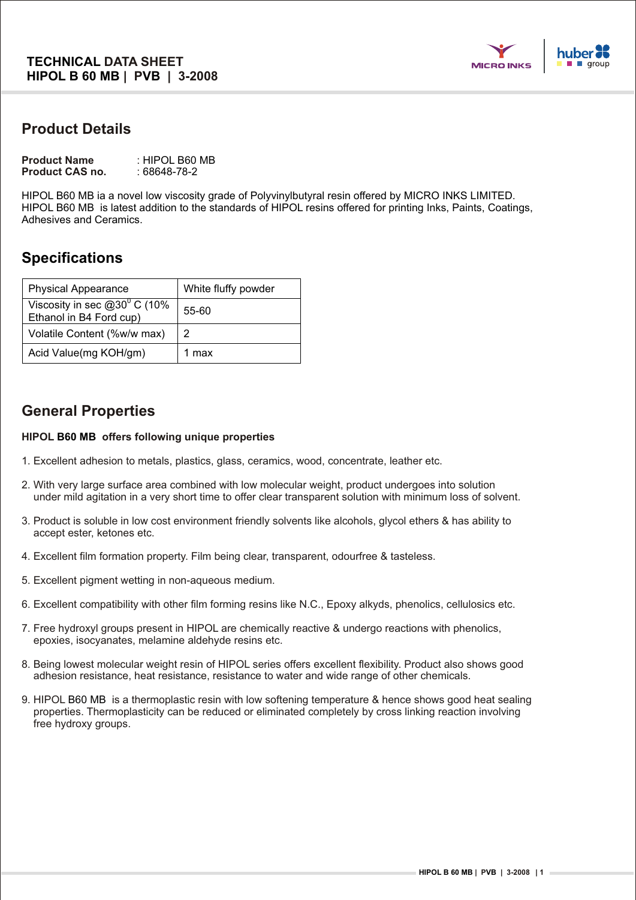**TECHNICAL DATA SHEET**
**HIPOL B 60 MB | PVB | 3-2008**

## Product Details

**Product Name** : HIPOL B60 MB
**Product CAS no.** : 68648-78-2

HIPOL B60 MB ia a novel low viscosity grade of Polyvinylbutyral resin offered by MICRO INKS LIMITED. HIPOL B60 MB is latest addition to the standards of HIPOL resins offered for printing Inks, Paints, Coatings, Adhesives and Ceramics.

## Specifications

| Physical Appearance | White fluffy powder |
|---|---|
| Viscosity in sec @30$^0$ C (10% Ethanol in B4 Ford cup) | 55-60 |
| Volatile Content (%w/w max) | 2 |
| Acid Value(mg KOH/gm) | 1 max |

## General Properties

**HIPOL B60 MB offers following unique properties**

1. Excellent adhesion to metals, plastics, glass, ceramics, wood, concentrate, leather etc.
2. With very large surface area combined with low molecular weight, product undergoes into solution under mild agitation in a very short time to offer clear transparent solution with minimum loss of solvent.
3. Product is soluble in low cost environment friendly solvents like alcohols, glycol ethers & has ability to accept ester, ketones etc.
4. Excellent film formation property. Film being clear, transparent, odourfree & tasteless.
5. Excellent pigment wetting in non-aqueous medium.
6. Excellent compatibility with other film forming resins like N.C., Epoxy alkyds, phenolics, cellulosics etc.
7. Free hydroxyl groups present in HIPOL are chemically reactive & undergo reactions with phenolics, epoxies, isocyanates, melamine aldehyde resins etc.
8. Being lowest molecular weight resin of HIPOL series offers excellent flexibility. Product also shows good adhesion resistance, heat resistance, resistance to water and wide range of other chemicals.
9. HIPOL B60 MB is a thermoplastic resin with low softening temperature & hence shows good heat sealing properties. Thermoplasticity can be reduced or eliminated completely by cross linking reaction involving free hydroxy groups.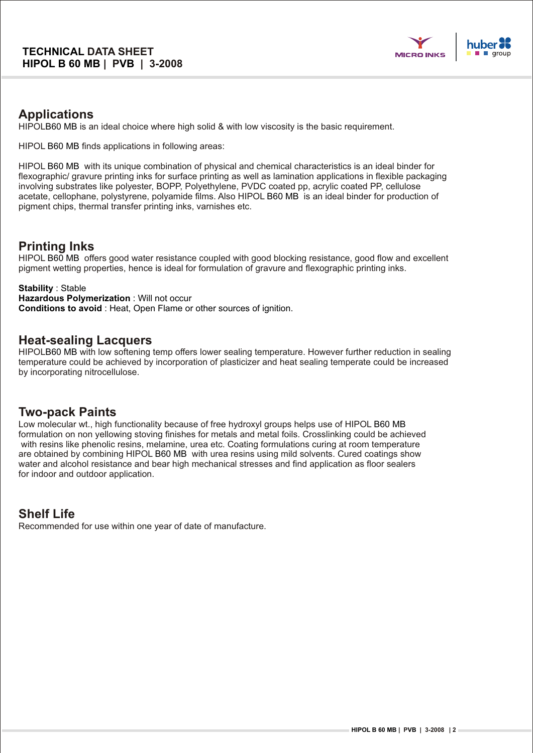## Applications

HIPOLB60 MB is an ideal choice where high solid & with low viscosity is the basic requirement.

HIPOL B60 MB finds applications in following areas:

HIPOL B60 MB with its unique combination of physical and chemical characteristics is an ideal binder for flexographic/ gravure printing inks for surface printing as well as lamination applications in flexible packaging involving substrates like polyester, BOPP, Polyethylene, PVDC coated pp, acrylic coated PP, cellulose acetate, cellophane, polystyrene, polyamide films. Also HIPOL B60 MB is an ideal binder for production of pigment chips, thermal transfer printing inks, varnishes etc.

## Printing Inks

HIPOL B60 MB offers good water resistance coupled with good blocking resistance, good flow and excellent pigment wetting properties, hence is ideal for formulation of gravure and flexographic printing inks.

**Stability** : Stable
**Hazardous Polymerization** : Will not occur
**Conditions to avoid** : Heat, Open Flame or other sources of ignition.

## Heat-sealing Lacquers

HIPOLB60 MB with low softening temp offers lower sealing temperature. However further reduction in sealing temperature could be achieved by incorporation of plasticizer and heat sealing temperate could be increased by incorporating nitrocellulose.

## Two-pack Paints

Low molecular wt., high functionality because of free hydroxyl groups helps use of HIPOL B60 MB formulation on non yellowing stoving finishes for metals and metal foils. Crosslinking could be achieved with resins like phenolic resins, melamine, urea etc. Coating formulations curing at room temperature are obtained by combining HIPOL B60 MB with urea resins using mild solvents. Cured coatings show water and alcohol resistance and bear high mechanical stresses and find application as floor sealers for indoor and outdoor application.

## Shelf Life

Recommended for use within one year of date of manufacture.